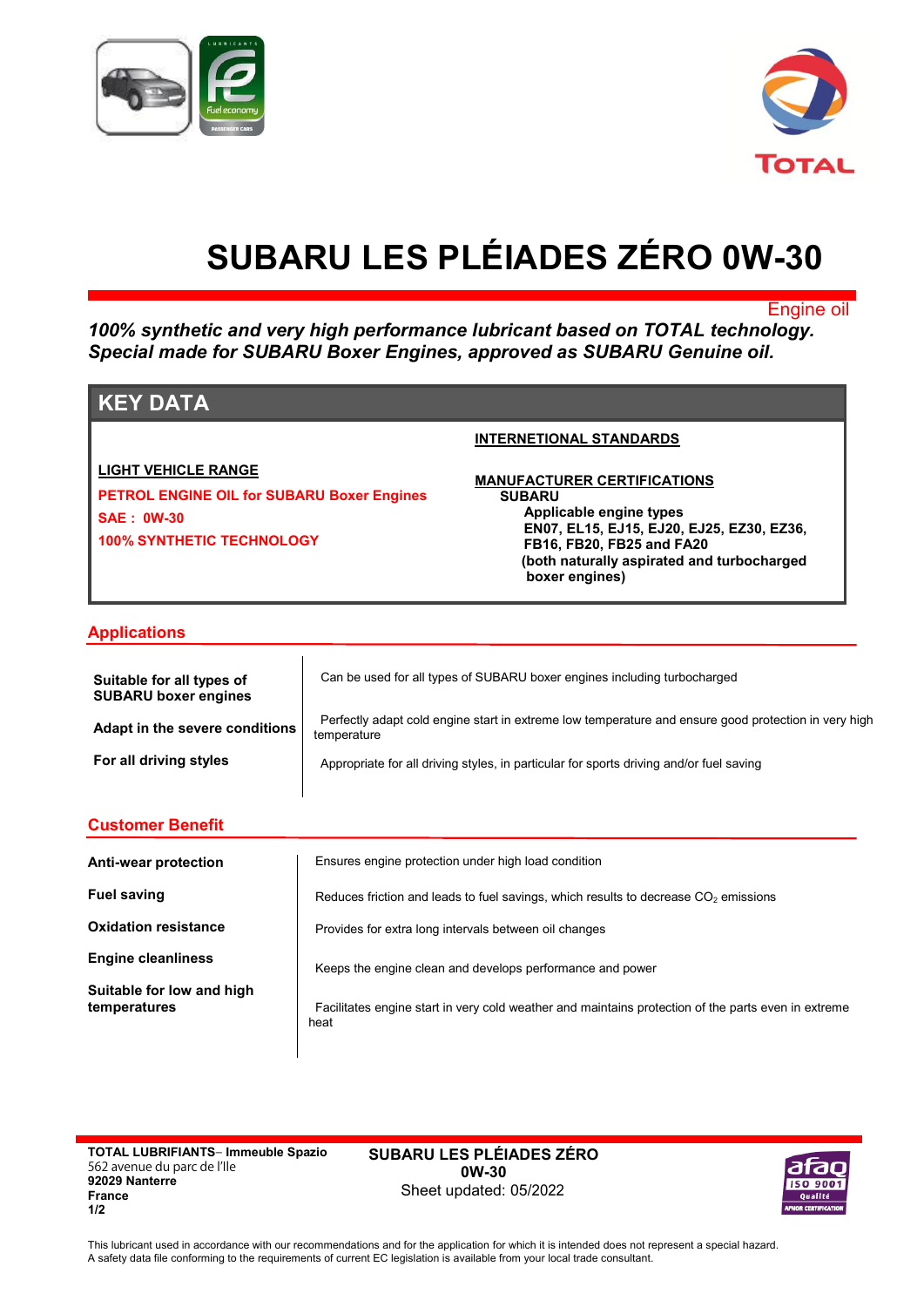# SUBARU LES PLÉIADES ZÉRO 0W-30

Engine oil

***100% synthetic and very high performance lubricant based on TOTAL technology. Special made for SUBARU Boxer Engines, approved as SUBARU Genuine oil.***

## KEY DATA

**LIGHT VEHICLE RANGE**

**PETROL ENGINE OIL for SUBARU Boxer Engines**

**SAE : 0W-30**

**100% SYNTHETIC TECHNOLOGY**

**INTERNETIONAL STANDARDS**

**MANUFACTURER CERTIFICATIONS**

**SUBARU**

**Applicable engine types**
**EN07, EL15, EJ15, EJ20, EJ25, EZ30, EZ36, FB16, FB20, FB25 and FA20**
**(both naturally aspirated and turbocharged boxer engines)**

## Applications

| | |
|---|---|
| **Suitable for all types of SUBARU boxer engines** | Can be used for all types of SUBARU boxer engines including turbocharged |
| **Adapt in the severe conditions** | Perfectly adapt cold engine start in extreme low temperature and ensure good protection in very high temperature |
| **For all driving styles** | Appropriate for all driving styles, in particular for sports driving and/or fuel saving |

## Customer Benefit

| | |
|---|---|
| **Anti-wear protection** | Ensures engine protection under high load condition |
| **Fuel saving** | Reduces friction and leads to fuel savings, which results to decrease $CO_2$ emissions |
| **Oxidation resistance** | Provides for extra long intervals between oil changes |
| **Engine cleanliness** | Keeps the engine clean and develops performance and power |
| **Suitable for low and high temperatures** | Facilitates engine start in very cold weather and maintains protection of the parts even in extreme heat |

**TOTAL LUBRIFIANTS**– **Immeuble Spazio**
562 avenue du parc de l'Ile
**92029 Nanterre**
**France**

**SUBARU LES PLÉIADES ZÉRO 0W-30**
Sheet updated: 05/2022

This lubricant used in accordance with our recommendations and for the application for which it is intended does not represent a special hazard.
A safety data file conforming to the requirements of current EC legislation is available from your local trade consultant.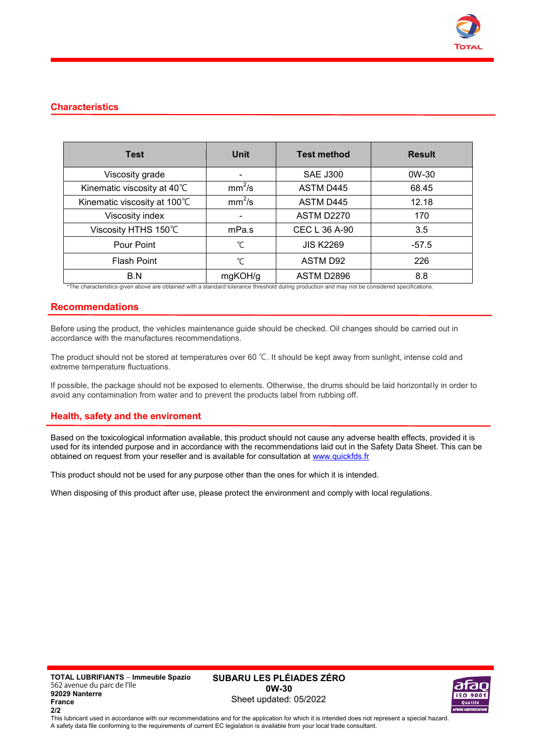## Characteristics

| Test | Unit | Test method | Result |
|---|---|---|---|
| Viscosity grade | - | SAE J300 | 0W-30 |
| Kinematic viscosity at 40℃ | $mm^2/s$ | ASTM D445 | 68.45 |
| Kinematic viscosity at 100℃ | $mm^2/s$ | ASTM D445 | 12.18 |
| Viscosity index | - | ASTM D2270 | 170 |
| Viscosity HTHS 150℃ | mPa.s | CEC L 36 A-90 | 3.5 |
| Pour Point | ℃ | JIS K2269 | -57.5 |
| Flash Point | ℃ | ASTM D92 | 226 |
| B.N | mgKOH/g | ASTM D2896 | 8.8 |

*The characteristics given above are obtained with a standard tolerance threshold during production and may not be considered specifications.

## Recommendations

Before using the product, the vehicles maintenance guide should be checked. Oil changes should be carried out in accordance with the manufactures recommendations.

The product should not be stored at temperatures over 60 ℃. It should be kept away from sunlight, intense cold and extreme temperature fluctuations.

If possible, the package should not be exposed to elements. Otherwise, the drums should be laid horizontally in order to avoid any contamination from water and to prevent the products label from rubbing off.

## Health, safety and the enviroment

Based on the toxicological information available, this product should not cause any adverse health effects, provided it is used for its intended purpose and in accordance with the recommendations laid out in the Safety Data Sheet. This can be obtained on request from your reseller and is available for consultation at www.quickfds.fr

This product should not be used for any purpose other than the ones for which it is intended.

When disposing of this product after use, please protect the environment and comply with local regulations.

**TOTAL LUBRIFIANTS – Immeuble Spazio**
562 avenue du parc de l'Ile
**92029 Nanterre**
**France**

**SUBARU LES PLÉIADES ZÉRO**
**0W-30**
Sheet updated: 05/2022

This lubricant used in accordance with our recommendations and for the application for which it is intended does not represent a special hazard.
A safety data file conforming to the requirements of current EC legislation is available from your local trade consultant.